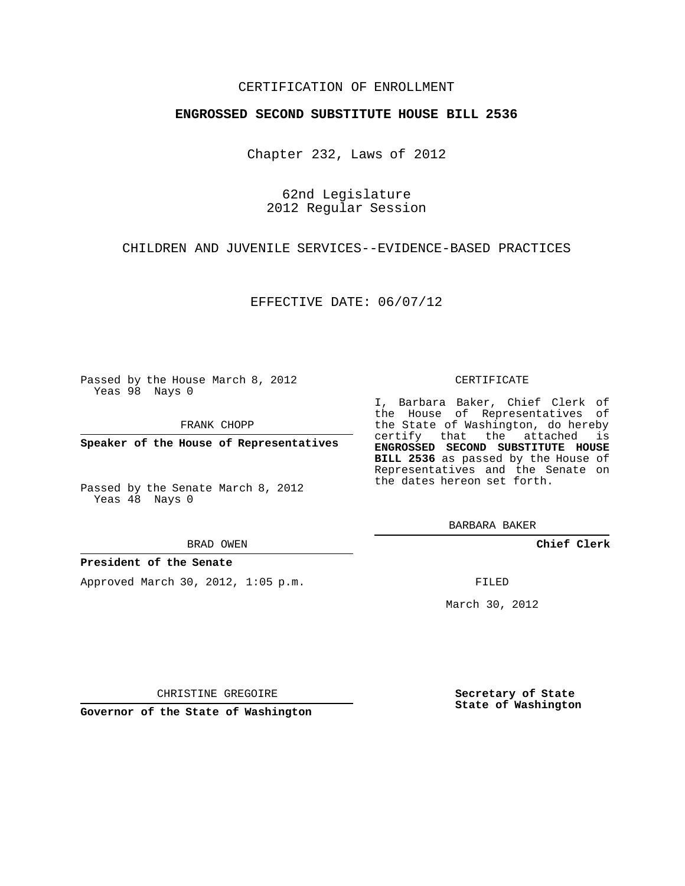CERTIFICATION OF ENROLLMENT

**ENGROSSED SECOND SUBSTITUTE HOUSE BILL 2536**

Chapter 232, Laws of 2012

62nd Legislature
2012 Regular Session

CHILDREN AND JUVENILE SERVICES--EVIDENCE-BASED PRACTICES

EFFECTIVE DATE: 06/07/12

Passed by the House March 8, 2012
Yeas 98 Nays 0

FRANK CHOPP

**Speaker of the House of Representatives**

Passed by the Senate March 8, 2012
Yeas 48 Nays 0

BRAD OWEN

**President of the Senate**

Approved March 30, 2012, 1:05 p.m.

CHRISTINE GREGOIRE

**Governor of the State of Washington**

CERTIFICATE

I, Barbara Baker, Chief Clerk of the House of Representatives of the State of Washington, do hereby certify that the attached is **ENGROSSED SECOND SUBSTITUTE HOUSE BILL 2536** as passed by the House of Representatives and the Senate on the dates hereon set forth.

BARBARA BAKER

**Chief Clerk**

FILED

March 30, 2012

**Secretary of State**
**State of Washington**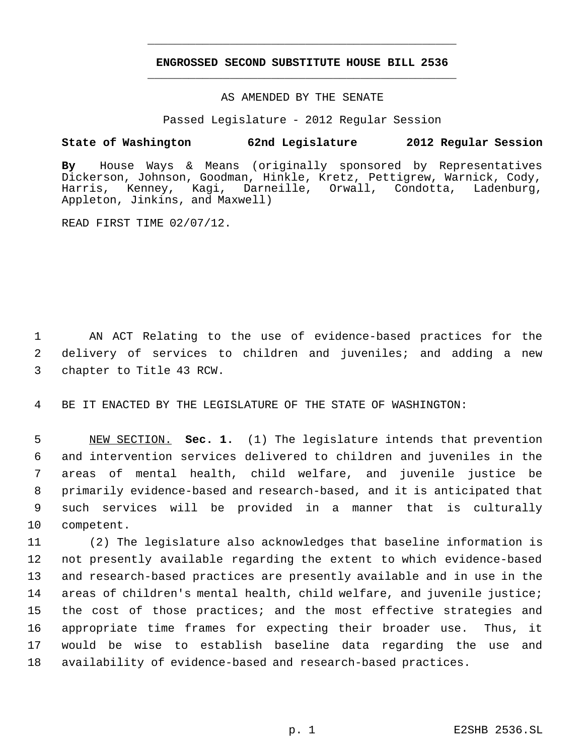# ENGROSSED SECOND SUBSTITUTE HOUSE BILL 2536

AS AMENDED BY THE SENATE

Passed Legislature - 2012 Regular Session

**State of Washington 62nd Legislature 2012 Regular Session**

**By** House Ways & Means (originally sponsored by Representatives Dickerson, Johnson, Goodman, Hinkle, Kretz, Pettigrew, Warnick, Cody, Harris, Kenney, Kagi, Darneille, Orwall, Condotta, Ladenburg, Appleton, Jinkins, and Maxwell)

READ FIRST TIME 02/07/12.

AN ACT Relating to the use of evidence-based practices for the delivery of services to children and juveniles; and adding a new chapter to Title 43 RCW.

BE IT ENACTED BY THE LEGISLATURE OF THE STATE OF WASHINGTON:

NEW SECTION. **Sec. 1.** (1) The legislature intends that prevention and intervention services delivered to children and juveniles in the areas of mental health, child welfare, and juvenile justice be primarily evidence-based and research-based, and it is anticipated that such services will be provided in a manner that is culturally competent.

(2) The legislature also acknowledges that baseline information is not presently available regarding the extent to which evidence-based and research-based practices are presently available and in use in the areas of children's mental health, child welfare, and juvenile justice; the cost of those practices; and the most effective strategies and appropriate time frames for expecting their broader use. Thus, it would be wise to establish baseline data regarding the use and availability of evidence-based and research-based practices.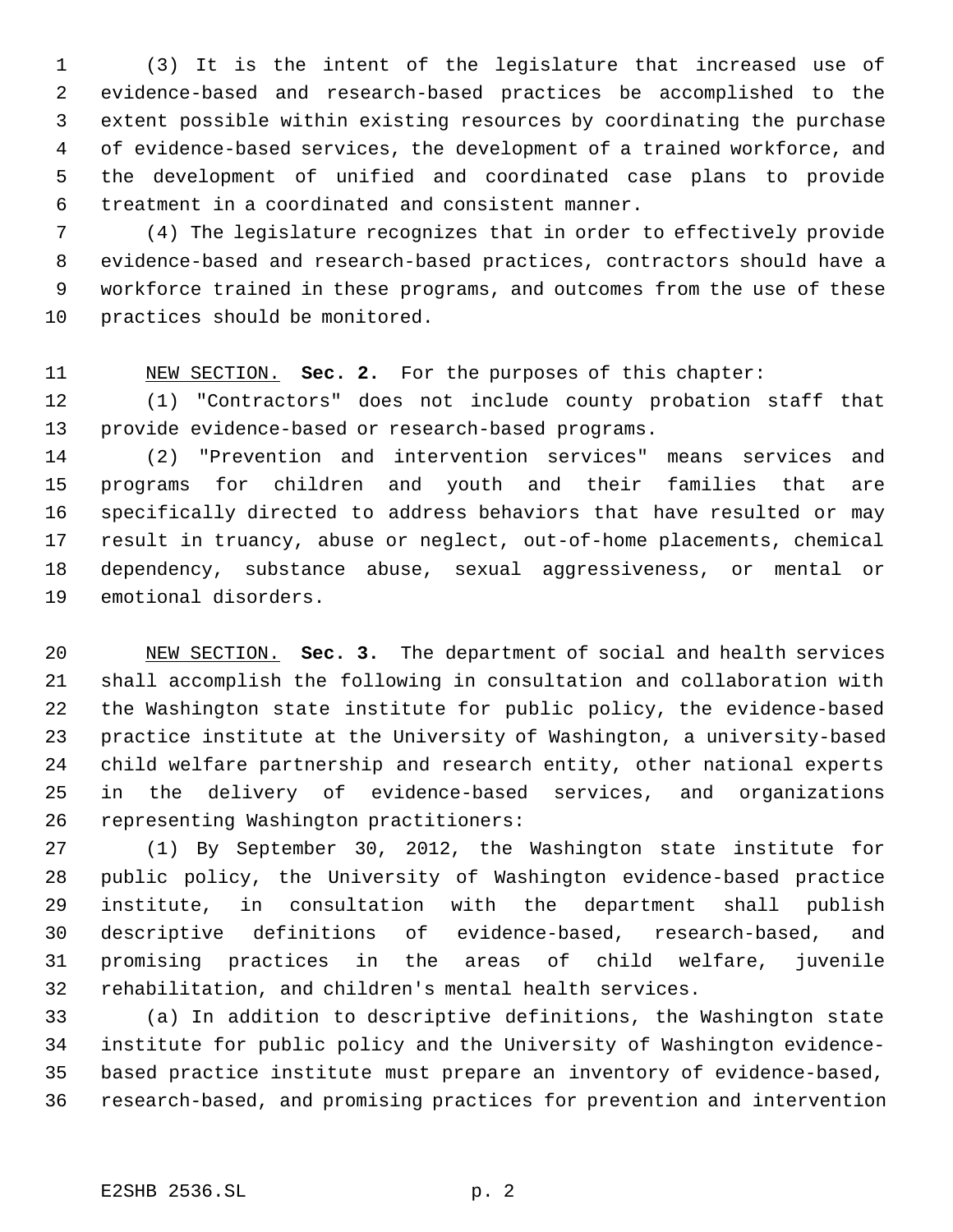(3) It is the intent of the legislature that increased use of evidence-based and research-based practices be accomplished to the extent possible within existing resources by coordinating the purchase of evidence-based services, the development of a trained workforce, and the development of unified and coordinated case plans to provide treatment in a coordinated and consistent manner.

(4) The legislature recognizes that in order to effectively provide evidence-based and research-based practices, contractors should have a workforce trained in these programs, and outcomes from the use of these practices should be monitored.

NEW SECTION. **Sec. 2.** For the purposes of this chapter:

(1) "Contractors" does not include county probation staff that provide evidence-based or research-based programs.

(2) "Prevention and intervention services" means services and programs for children and youth and their families that are specifically directed to address behaviors that have resulted or may result in truancy, abuse or neglect, out-of-home placements, chemical dependency, substance abuse, sexual aggressiveness, or mental or emotional disorders.

NEW SECTION. **Sec. 3.** The department of social and health services shall accomplish the following in consultation and collaboration with the Washington state institute for public policy, the evidence-based practice institute at the University of Washington, a university-based child welfare partnership and research entity, other national experts in the delivery of evidence-based services, and organizations representing Washington practitioners:

(1) By September 30, 2012, the Washington state institute for public policy, the University of Washington evidence-based practice institute, in consultation with the department shall publish descriptive definitions of evidence-based, research-based, and promising practices in the areas of child welfare, juvenile rehabilitation, and children's mental health services.

(a) In addition to descriptive definitions, the Washington state institute for public policy and the University of Washington evidence-based practice institute must prepare an inventory of evidence-based, research-based, and promising practices for prevention and intervention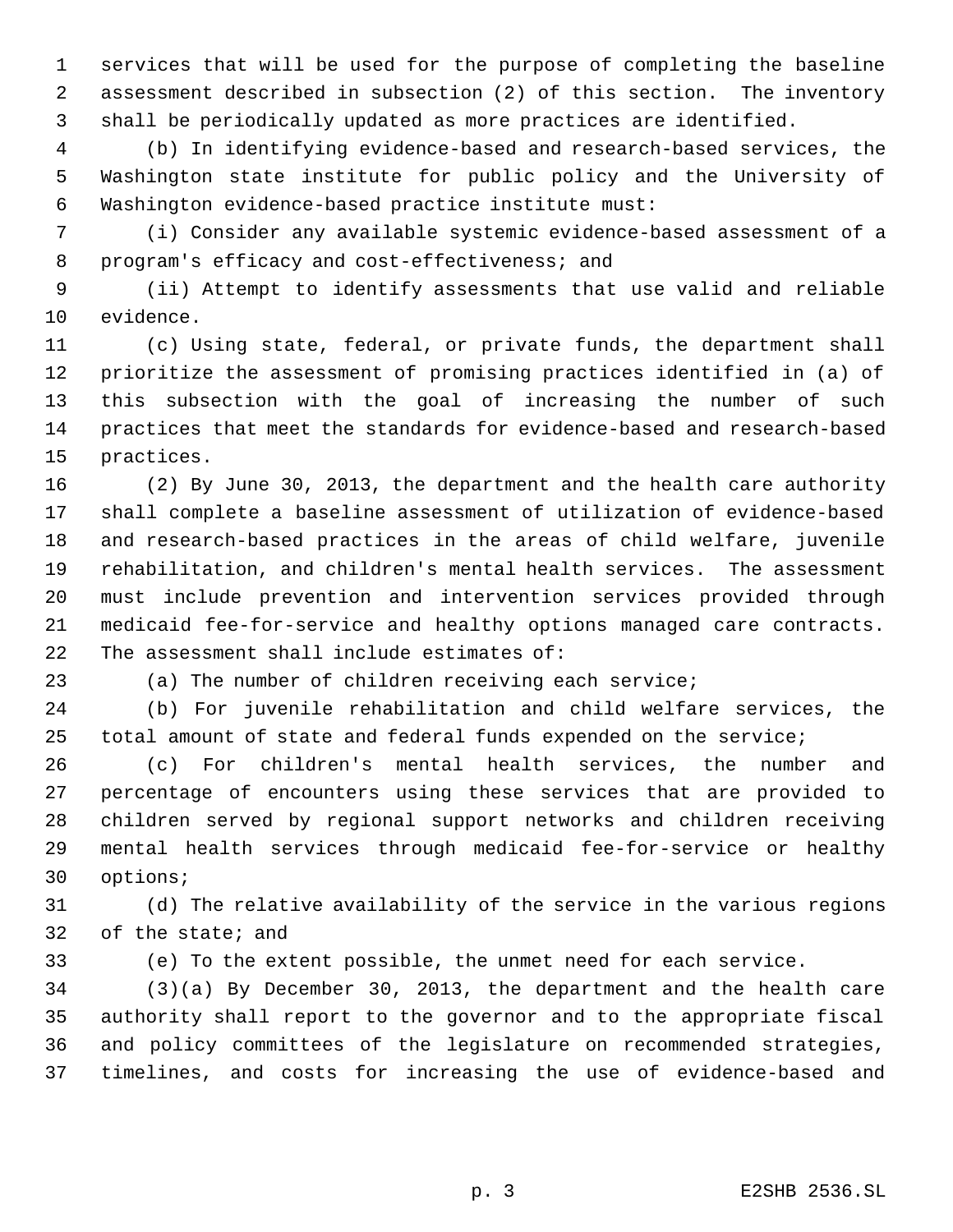services that will be used for the purpose of completing the baseline assessment described in subsection (2) of this section. The inventory shall be periodically updated as more practices are identified.

(b) In identifying evidence-based and research-based services, the Washington state institute for public policy and the University of Washington evidence-based practice institute must:

(i) Consider any available systemic evidence-based assessment of a program's efficacy and cost-effectiveness; and

(ii) Attempt to identify assessments that use valid and reliable evidence.

(c) Using state, federal, or private funds, the department shall prioritize the assessment of promising practices identified in (a) of this subsection with the goal of increasing the number of such practices that meet the standards for evidence-based and research-based practices.

(2) By June 30, 2013, the department and the health care authority shall complete a baseline assessment of utilization of evidence-based and research-based practices in the areas of child welfare, juvenile rehabilitation, and children's mental health services. The assessment must include prevention and intervention services provided through medicaid fee-for-service and healthy options managed care contracts. The assessment shall include estimates of:

(a) The number of children receiving each service;

(b) For juvenile rehabilitation and child welfare services, the total amount of state and federal funds expended on the service;

(c) For children's mental health services, the number and percentage of encounters using these services that are provided to children served by regional support networks and children receiving mental health services through medicaid fee-for-service or healthy options;

(d) The relative availability of the service in the various regions of the state; and

(e) To the extent possible, the unmet need for each service.

(3)(a) By December 30, 2013, the department and the health care authority shall report to the governor and to the appropriate fiscal and policy committees of the legislature on recommended strategies, timelines, and costs for increasing the use of evidence-based and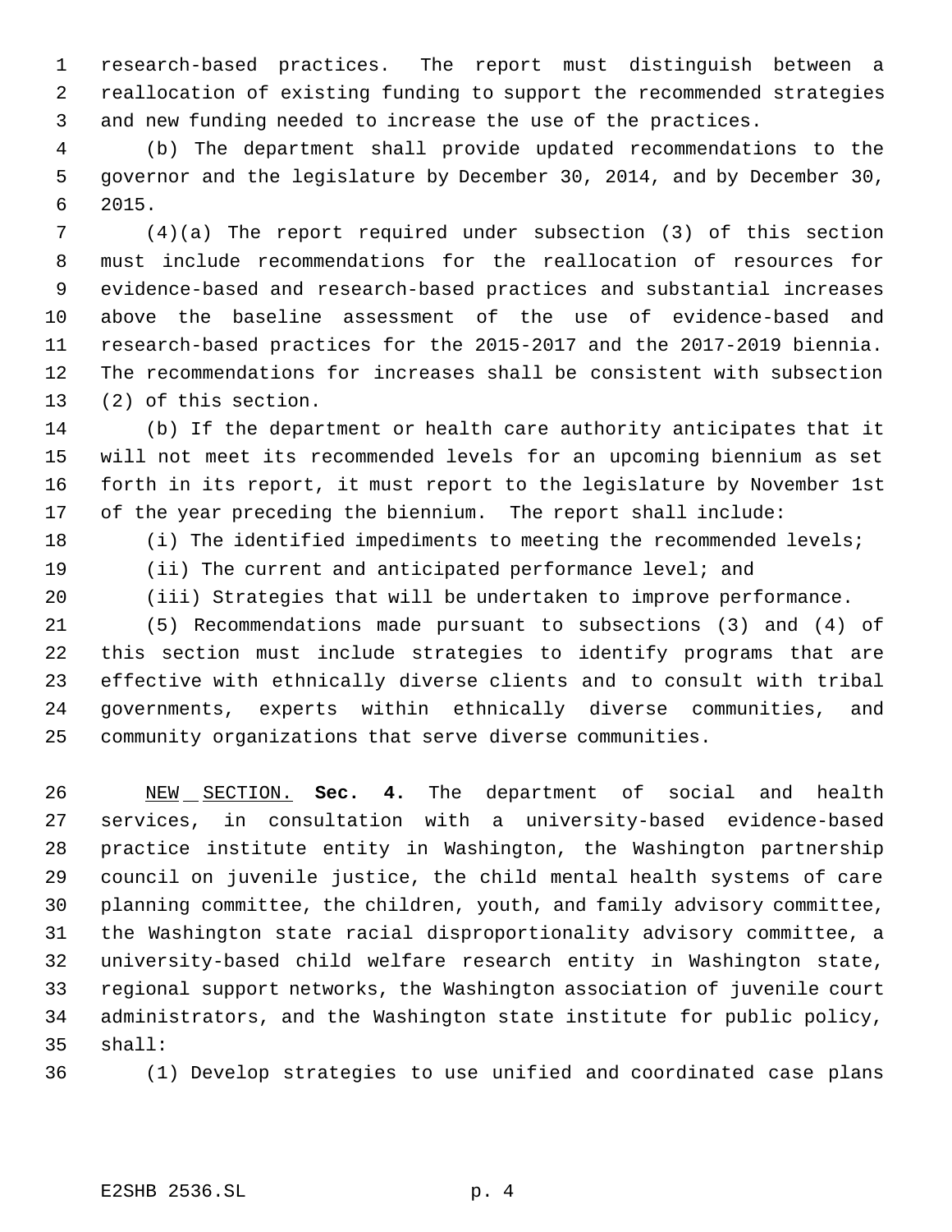research-based practices. The report must distinguish between a reallocation of existing funding to support the recommended strategies and new funding needed to increase the use of the practices.

(b) The department shall provide updated recommendations to the governor and the legislature by December 30, 2014, and by December 30, 2015.

(4)(a) The report required under subsection (3) of this section must include recommendations for the reallocation of resources for evidence-based and research-based practices and substantial increases above the baseline assessment of the use of evidence-based and research-based practices for the 2015-2017 and the 2017-2019 biennia. The recommendations for increases shall be consistent with subsection (2) of this section.

(b) If the department or health care authority anticipates that it will not meet its recommended levels for an upcoming biennium as set forth in its report, it must report to the legislature by November 1st of the year preceding the biennium. The report shall include:

(i) The identified impediments to meeting the recommended levels;

(ii) The current and anticipated performance level; and

(iii) Strategies that will be undertaken to improve performance.

(5) Recommendations made pursuant to subsections (3) and (4) of this section must include strategies to identify programs that are effective with ethnically diverse clients and to consult with tribal governments, experts within ethnically diverse communities, and community organizations that serve diverse communities.

NEW SECTION. **Sec. 4.** The department of social and health services, in consultation with a university-based evidence-based practice institute entity in Washington, the Washington partnership council on juvenile justice, the child mental health systems of care planning committee, the children, youth, and family advisory committee, the Washington state racial disproportionality advisory committee, a university-based child welfare research entity in Washington state, regional support networks, the Washington association of juvenile court administrators, and the Washington state institute for public policy, shall:

(1) Develop strategies to use unified and coordinated case plans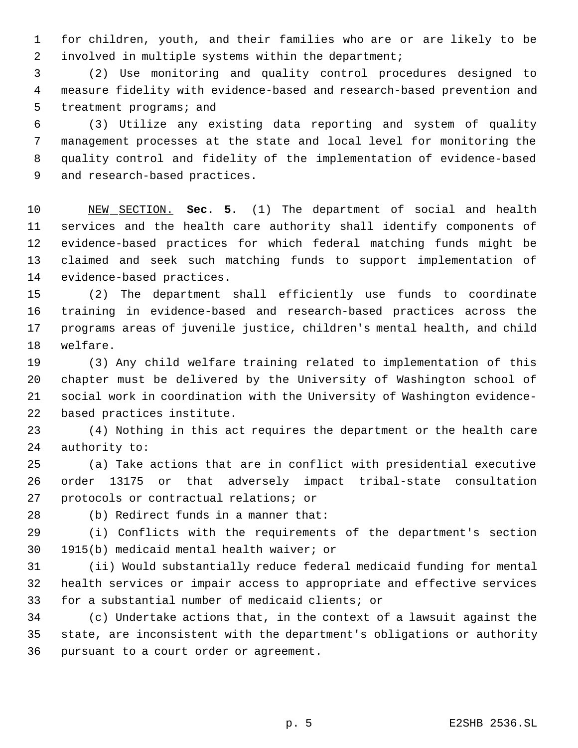for children, youth, and their families who are or are likely to be involved in multiple systems within the department;

(2) Use monitoring and quality control procedures designed to measure fidelity with evidence-based and research-based prevention and treatment programs; and

(3) Utilize any existing data reporting and system of quality management processes at the state and local level for monitoring the quality control and fidelity of the implementation of evidence-based and research-based practices.

NEW SECTION. **Sec. 5.** (1) The department of social and health services and the health care authority shall identify components of evidence-based practices for which federal matching funds might be claimed and seek such matching funds to support implementation of evidence-based practices.

(2) The department shall efficiently use funds to coordinate training in evidence-based and research-based practices across the programs areas of juvenile justice, children's mental health, and child welfare.

(3) Any child welfare training related to implementation of this chapter must be delivered by the University of Washington school of social work in coordination with the University of Washington evidence-based practices institute.

(4) Nothing in this act requires the department or the health care authority to:

(a) Take actions that are in conflict with presidential executive order 13175 or that adversely impact tribal-state consultation protocols or contractual relations; or

(b) Redirect funds in a manner that:

(i) Conflicts with the requirements of the department's section 1915(b) medicaid mental health waiver; or

(ii) Would substantially reduce federal medicaid funding for mental health services or impair access to appropriate and effective services for a substantial number of medicaid clients; or

(c) Undertake actions that, in the context of a lawsuit against the state, are inconsistent with the department's obligations or authority pursuant to a court order or agreement.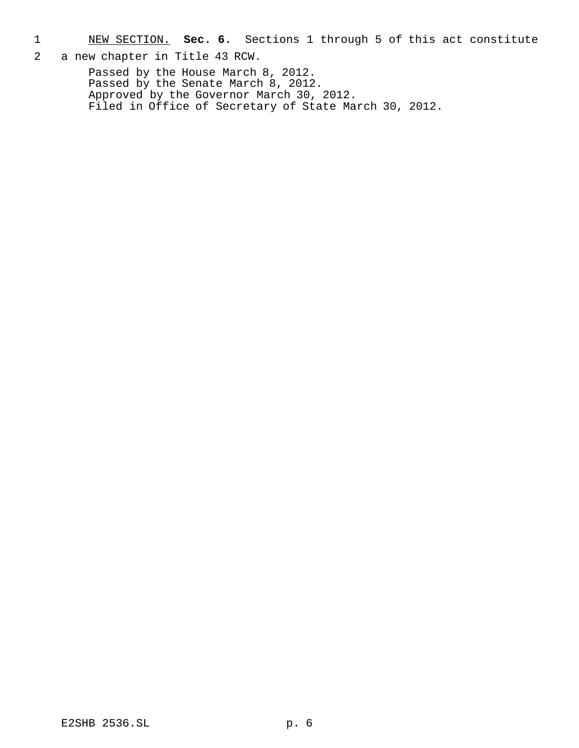<u>NEW SECTION.</u> **Sec. 6.** Sections 1 through 5 of this act constitute a new chapter in Title 43 RCW.

Passed by the House March 8, 2012.
Passed by the Senate March 8, 2012.
Approved by the Governor March 30, 2012.
Filed in Office of Secretary of State March 30, 2012.